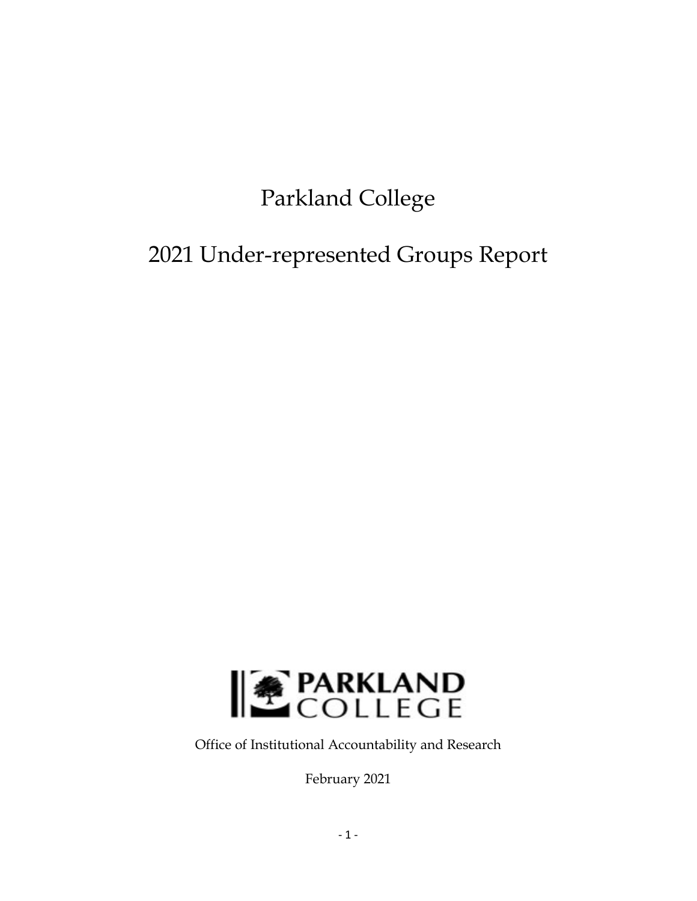# Parkland College

# 2021 Under-represented Groups Report

PARKLAND COLLEGE

Office of Institutional Accountability and Research

February 2021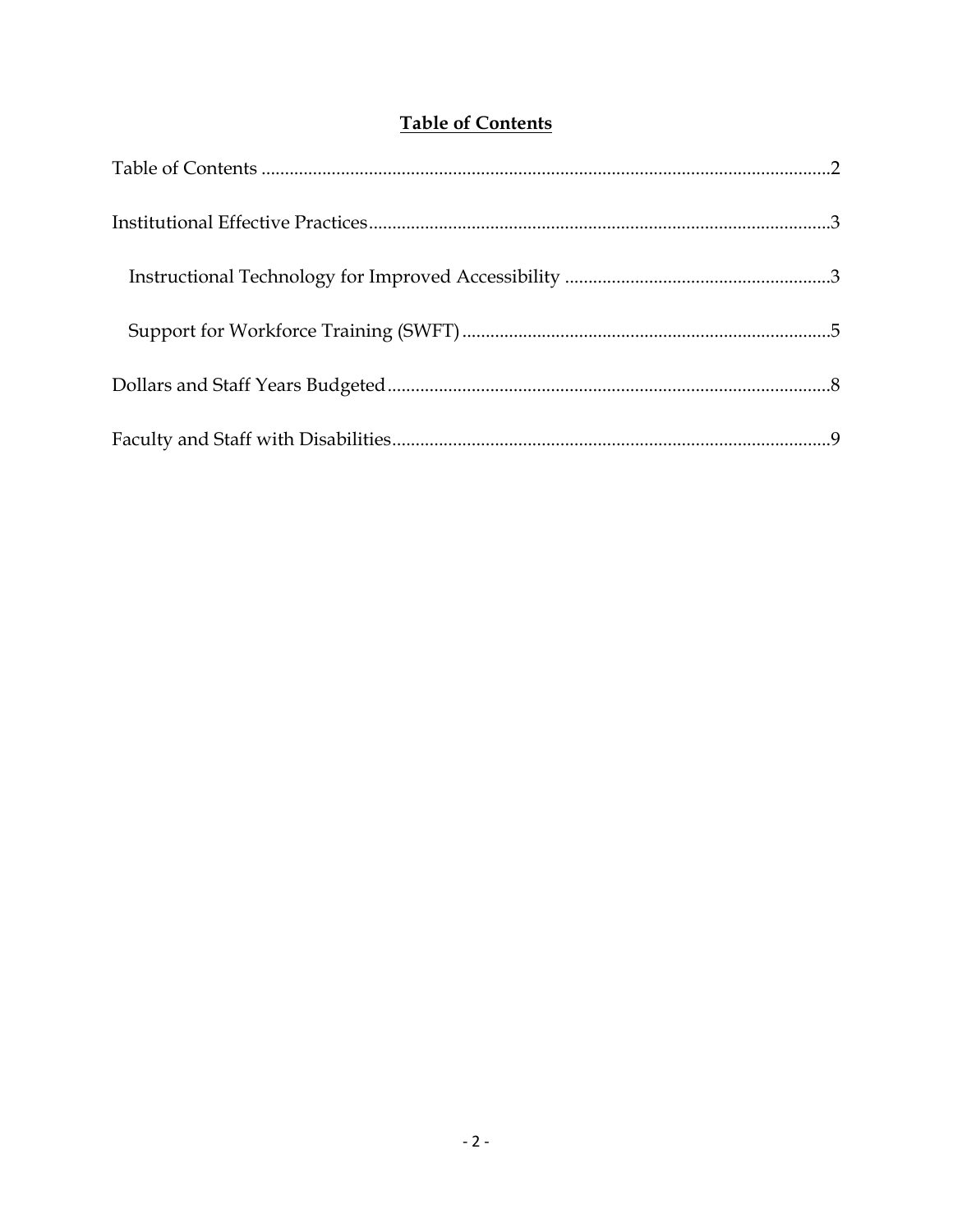# Table of Contents

Table of Contents ....................................................................................................................2

Institutional Effective Practices..................................................................................................3

  Instructional Technology for Improved Accessibility ........................................................3

  Support for Workforce Training (SWFT) ..............................................................................5

Dollars and Staff Years Budgeted..............................................................................................8

Faculty and Staff with Disabilities.............................................................................................9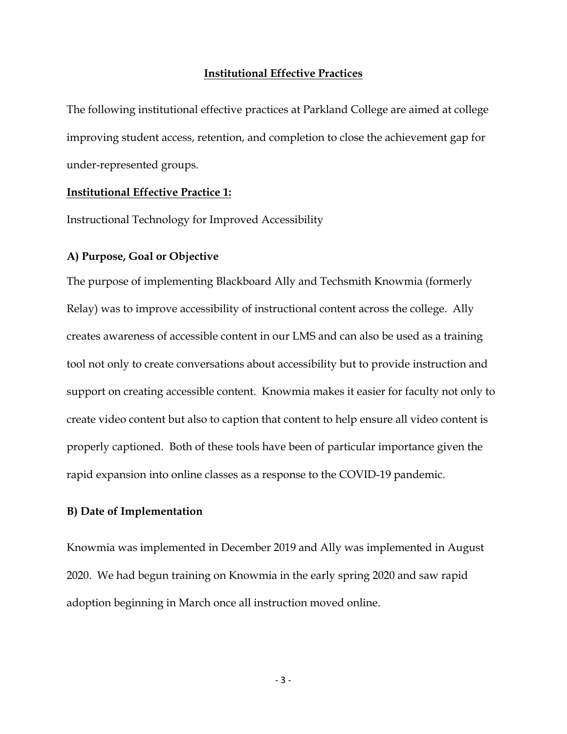## Institutional Effective Practices

The following institutional effective practices at Parkland College are aimed at college improving student access, retention, and completion to close the achievement gap for under-represented groups.

### Institutional Effective Practice 1:

Instructional Technology for Improved Accessibility

#### A) Purpose, Goal or Objective

The purpose of implementing Blackboard Ally and Techsmith Knowmia (formerly Relay) was to improve accessibility of instructional content across the college. Ally creates awareness of accessible content in our LMS and can also be used as a training tool not only to create conversations about accessibility but to provide instruction and support on creating accessible content. Knowmia makes it easier for faculty not only to create video content but also to caption that content to help ensure all video content is properly captioned. Both of these tools have been of particular importance given the rapid expansion into online classes as a response to the COVID-19 pandemic.

#### B) Date of Implementation

Knowmia was implemented in December 2019 and Ally was implemented in August 2020. We had begun training on Knowmia in the early spring 2020 and saw rapid adoption beginning in March once all instruction moved online.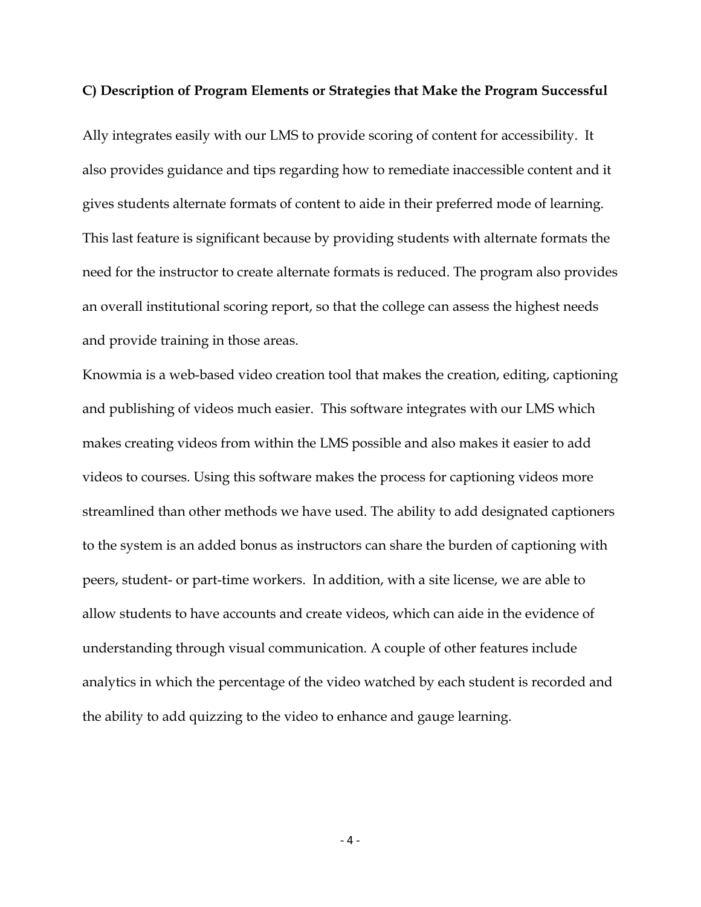**C) Description of Program Elements or Strategies that Make the Program Successful**

Ally integrates easily with our LMS to provide scoring of content for accessibility. It also provides guidance and tips regarding how to remediate inaccessible content and it gives students alternate formats of content to aide in their preferred mode of learning. This last feature is significant because by providing students with alternate formats the need for the instructor to create alternate formats is reduced. The program also provides an overall institutional scoring report, so that the college can assess the highest needs and provide training in those areas.

Knowmia is a web-based video creation tool that makes the creation, editing, captioning and publishing of videos much easier. This software integrates with our LMS which makes creating videos from within the LMS possible and also makes it easier to add videos to courses. Using this software makes the process for captioning videos more streamlined than other methods we have used. The ability to add designated captioners to the system is an added bonus as instructors can share the burden of captioning with peers, student- or part-time workers. In addition, with a site license, we are able to allow students to have accounts and create videos, which can aide in the evidence of understanding through visual communication. A couple of other features include analytics in which the percentage of the video watched by each student is recorded and the ability to add quizzing to the video to enhance and gauge learning.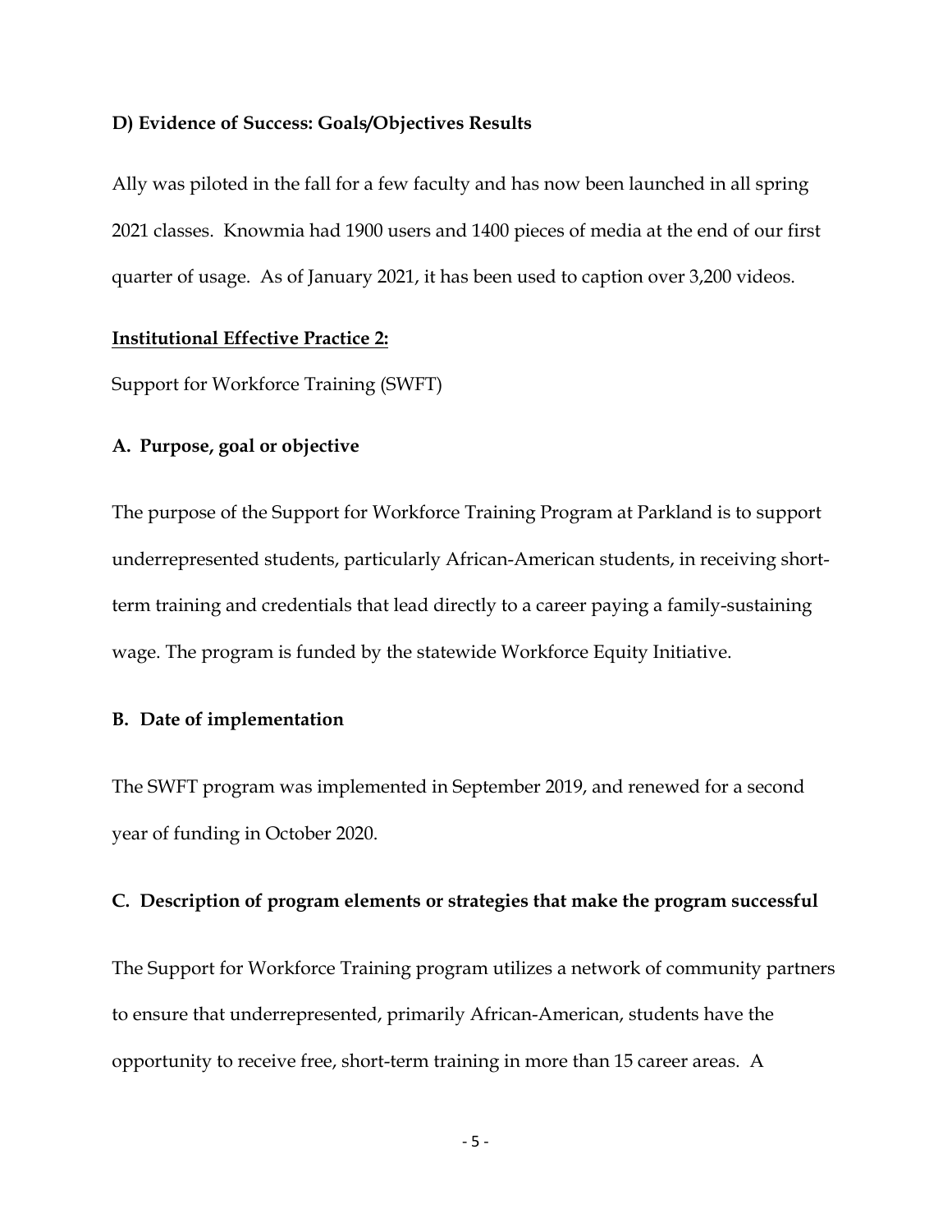**D) Evidence of Success: Goals/Objectives Results**

Ally was piloted in the fall for a few faculty and has now been launched in all spring 2021 classes. Knowmia had 1900 users and 1400 pieces of media at the end of our first quarter of usage. As of January 2021, it has been used to caption over 3,200 videos.

**Institutional Effective Practice 2:**

Support for Workforce Training (SWFT)

**A. Purpose, goal or objective**

The purpose of the Support for Workforce Training Program at Parkland is to support underrepresented students, particularly African-American students, in receiving short-term training and credentials that lead directly to a career paying a family-sustaining wage. The program is funded by the statewide Workforce Equity Initiative.

**B. Date of implementation**

The SWFT program was implemented in September 2019, and renewed for a second year of funding in October 2020.

**C. Description of program elements or strategies that make the program successful**

The Support for Workforce Training program utilizes a network of community partners to ensure that underrepresented, primarily African-American, students have the opportunity to receive free, short-term training in more than 15 career areas. A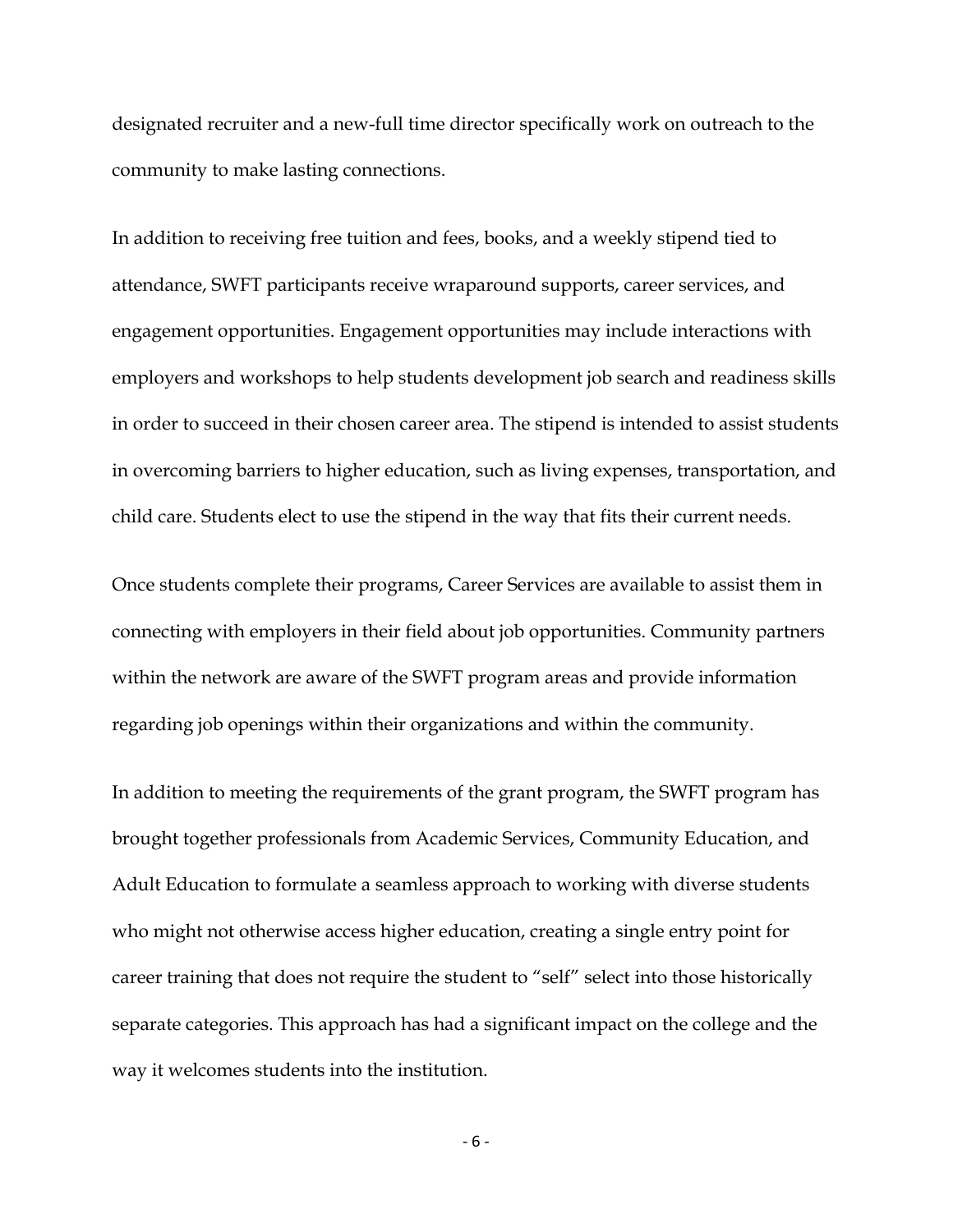designated recruiter and a new-full time director specifically work on outreach to the community to make lasting connections.

In addition to receiving free tuition and fees, books, and a weekly stipend tied to attendance, SWFT participants receive wraparound supports, career services, and engagement opportunities. Engagement opportunities may include interactions with employers and workshops to help students development job search and readiness skills in order to succeed in their chosen career area. The stipend is intended to assist students in overcoming barriers to higher education, such as living expenses, transportation, and child care. Students elect to use the stipend in the way that fits their current needs.

Once students complete their programs, Career Services are available to assist them in connecting with employers in their field about job opportunities. Community partners within the network are aware of the SWFT program areas and provide information regarding job openings within their organizations and within the community.

In addition to meeting the requirements of the grant program, the SWFT program has brought together professionals from Academic Services, Community Education, and Adult Education to formulate a seamless approach to working with diverse students who might not otherwise access higher education, creating a single entry point for career training that does not require the student to "self" select into those historically separate categories. This approach has had a significant impact on the college and the way it welcomes students into the institution.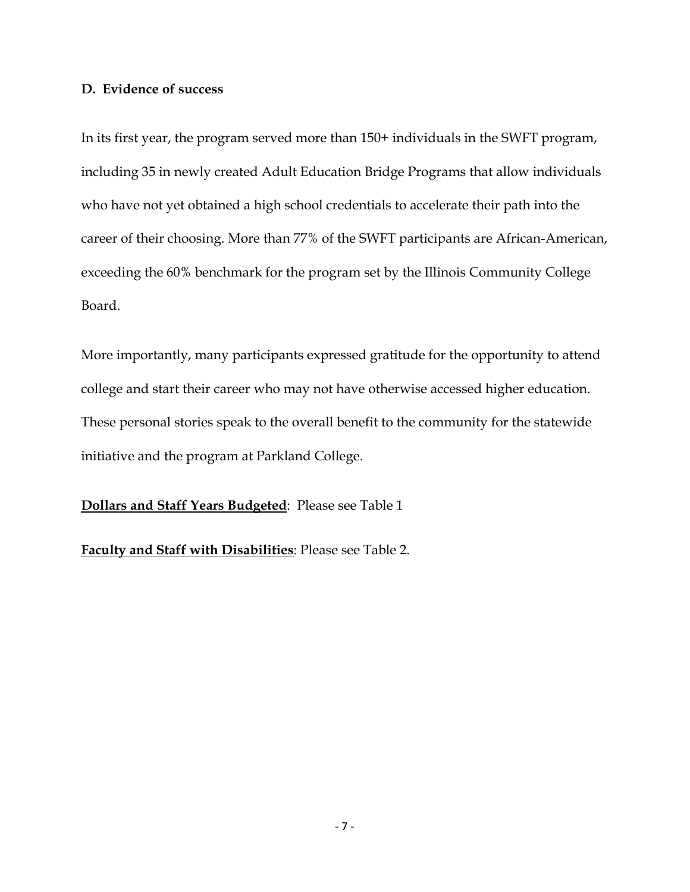### D. Evidence of success

In its first year, the program served more than 150+ individuals in the SWFT program, including 35 in newly created Adult Education Bridge Programs that allow individuals who have not yet obtained a high school credentials to accelerate their path into the career of their choosing. More than 77% of the SWFT participants are African-American, exceeding the 60% benchmark for the program set by the Illinois Community College Board.

More importantly, many participants expressed gratitude for the opportunity to attend college and start their career who may not have otherwise accessed higher education. These personal stories speak to the overall benefit to the community for the statewide initiative and the program at Parkland College.

**Dollars and Staff Years Budgeted**: Please see Table 1

**Faculty and Staff with Disabilities**: Please see Table 2.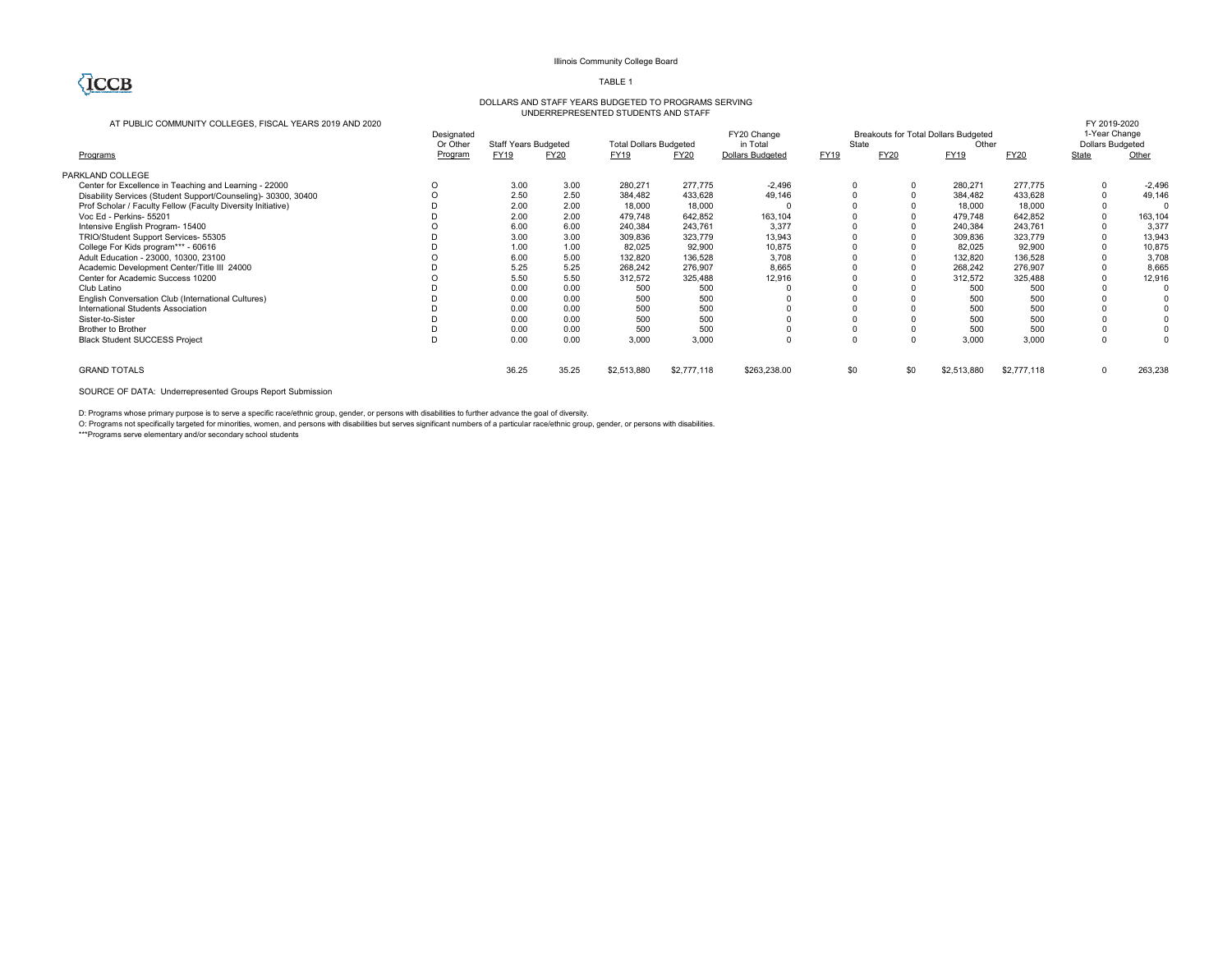Illinois Community College Board

TABLE 1

DOLLARS AND STAFF YEARS BUDGETED TO PROGRAMS SERVING UNDERREPRESENTED STUDENTS AND STAFF

AT PUBLIC COMMUNITY COLLEGES, FISCAL YEARS 2019 AND 2020

| | Designated Or Other | Staff Years Budgeted | | Total Dollars Budgeted | | FY20 Change in Total | Breakouts for Total Dollars Budgeted | | | | FY 2019-2020 1-Year Change Dollars Budgeted | |
|---|---|---|---|---|---|---|---|---|---|---|---|---|
| | | | | | | | State | | Other | | | |
| Programs | Program | FY19 | FY20 | FY19 | FY20 | Dollars Budgeted | FY19 | FY20 | FY19 | FY20 | State | Other |
| PARKLAND COLLEGE | | | | | | | | | | | | |
| Center for Excellence in Teaching and Learning - 22000 | O | 3.00 | 3.00 | 280,271 | 277,775 | -2,496 | 0 | 0 | 280,271 | 277,775 | 0 | -2,496 |
| Disability Services (Student Support/Counseling)- 30300, 30400 | O | 2.50 | 2.50 | 384,482 | 433,628 | 49,146 | 0 | 0 | 384,482 | 433,628 | 0 | 49,146 |
| Prof Scholar / Faculty Fellow (Faculty Diversity Initiative) | D | 2.00 | 2.00 | 18,000 | 18,000 | 0 | 0 | 0 | 18,000 | 18,000 | 0 | 0 |
| Voc Ed - Perkins- 55201 | D | 2.00 | 2.00 | 479,748 | 642,852 | 163,104 | 0 | 0 | 479,748 | 642,852 | 0 | 163,104 |
| Intensive English Program- 15400 | O | 6.00 | 6.00 | 240,384 | 243,761 | 3,377 | 0 | 0 | 240,384 | 243,761 | 0 | 3,377 |
| TRIO/Student Support Services- 55305 | D | 3.00 | 3.00 | 309,836 | 323,779 | 13,943 | 0 | 0 | 309,836 | 323,779 | 0 | 13,943 |
| College For Kids program*** - 60616 | D | 1.00 | 1.00 | 82,025 | 92,900 | 10,875 | 0 | 0 | 82,025 | 92,900 | 0 | 10,875 |
| Adult Education - 23000, 10300, 23100 | O | 6.00 | 5.00 | 132,820 | 136,528 | 3,708 | 0 | 0 | 132,820 | 136,528 | 0 | 3,708 |
| Academic Development Center/Title III 24000 | D | 5.25 | 5.25 | 268,242 | 276,907 | 8,665 | 0 | 0 | 268,242 | 276,907 | 0 | 8,665 |
| Center for Academic Success 10200 | O | 5.50 | 5.50 | 312,572 | 325,488 | 12,916 | 0 | 0 | 312,572 | 325,488 | 0 | 12,916 |
| Club Latino | D | 0.00 | 0.00 | 500 | 500 | 0 | 0 | 0 | 500 | 500 | 0 | 0 |
| English Conversation Club (International Cultures) | D | 0.00 | 0.00 | 500 | 500 | 0 | 0 | 0 | 500 | 500 | 0 | 0 |
| International Students Association | D | 0.00 | 0.00 | 500 | 500 | 0 | 0 | 0 | 500 | 500 | 0 | 0 |
| Sister-to-Sister | D | 0.00 | 0.00 | 500 | 500 | 0 | 0 | 0 | 500 | 500 | 0 | 0 |
| Brother to Brother | D | 0.00 | 0.00 | 500 | 500 | 0 | 0 | 0 | 500 | 500 | 0 | 0 |
| Black Student SUCCESS Project | D | 0.00 | 0.00 | 3,000 | 3,000 | 0 | 0 | 0 | 3,000 | 3,000 | 0 | 0 |
| GRAND TOTALS | | 36.25 | 35.25 | $2,513,880 | $2,777,118 | $263,238.00 | $0 | $0 | $2,513,880 | $2,777,118 | 0 | 263,238 |

SOURCE OF DATA: Underrepresented Groups Report Submission

D: Programs whose primary purpose is to serve a specific race/ethnic group, gender, or persons with disabilities to further advance the goal of diversity.

O: Programs not specifically targeted for minorities, women, and persons with disabilities but serves significant numbers of a particular race/ethnic group, gender, or persons with disabilities.

***Programs serve elementary and/or secondary school students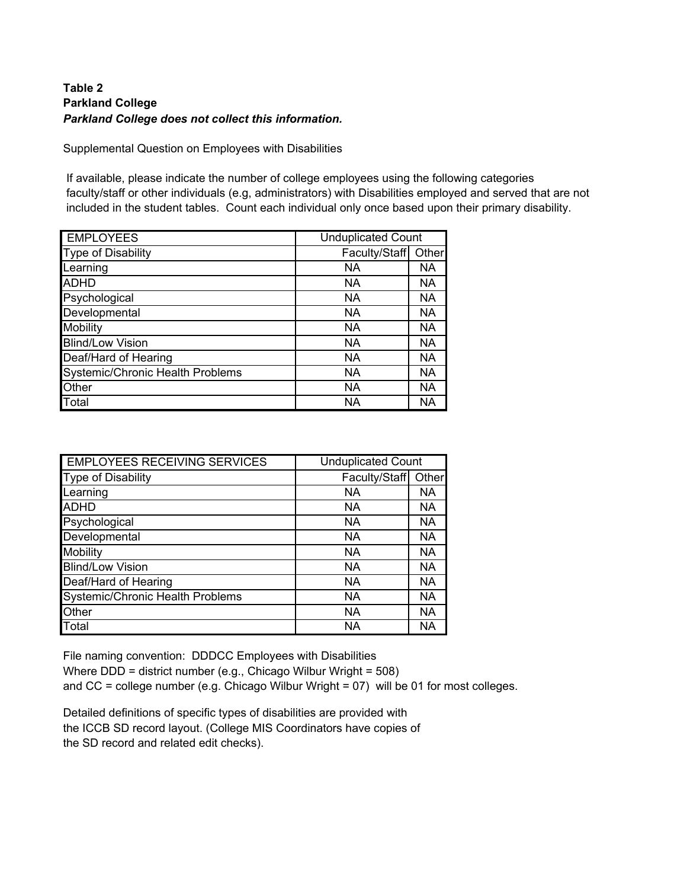**Table 2**
**Parkland College**
***Parkland College does not collect this information.***

Supplemental Question on Employees with Disabilities

If available, please indicate the number of college employees using the following categories faculty/staff or other individuals (e.g, administrators) with Disabilities employed and served that are not included in the student tables. Count each individual only once based upon their primary disability.

| EMPLOYEES | Unduplicated Count | |
|---|---|---|
| Type of Disability | Faculty/Staff | Other |
| Learning | NA | NA |
| ADHD | NA | NA |
| Psychological | NA | NA |
| Developmental | NA | NA |
| Mobility | NA | NA |
| Blind/Low Vision | NA | NA |
| Deaf/Hard of Hearing | NA | NA |
| Systemic/Chronic Health Problems | NA | NA |
| Other | NA | NA |
| Total | NA | NA |

| EMPLOYEES RECEIVING SERVICES | Unduplicated Count | |
|---|---|---|
| Type of Disability | Faculty/Staff | Other |
| Learning | NA | NA |
| ADHD | NA | NA |
| Psychological | NA | NA |
| Developmental | NA | NA |
| Mobility | NA | NA |
| Blind/Low Vision | NA | NA |
| Deaf/Hard of Hearing | NA | NA |
| Systemic/Chronic Health Problems | NA | NA |
| Other | NA | NA |
| Total | NA | NA |

File naming convention: DDDCC Employees with Disabilities
Where DDD = district number (e.g., Chicago Wilbur Wright = 508)
and CC = college number (e.g. Chicago Wilbur Wright = 07) will be 01 for most colleges.

Detailed definitions of specific types of disabilities are provided with the ICCB SD record layout. (College MIS Coordinators have copies of the SD record and related edit checks).